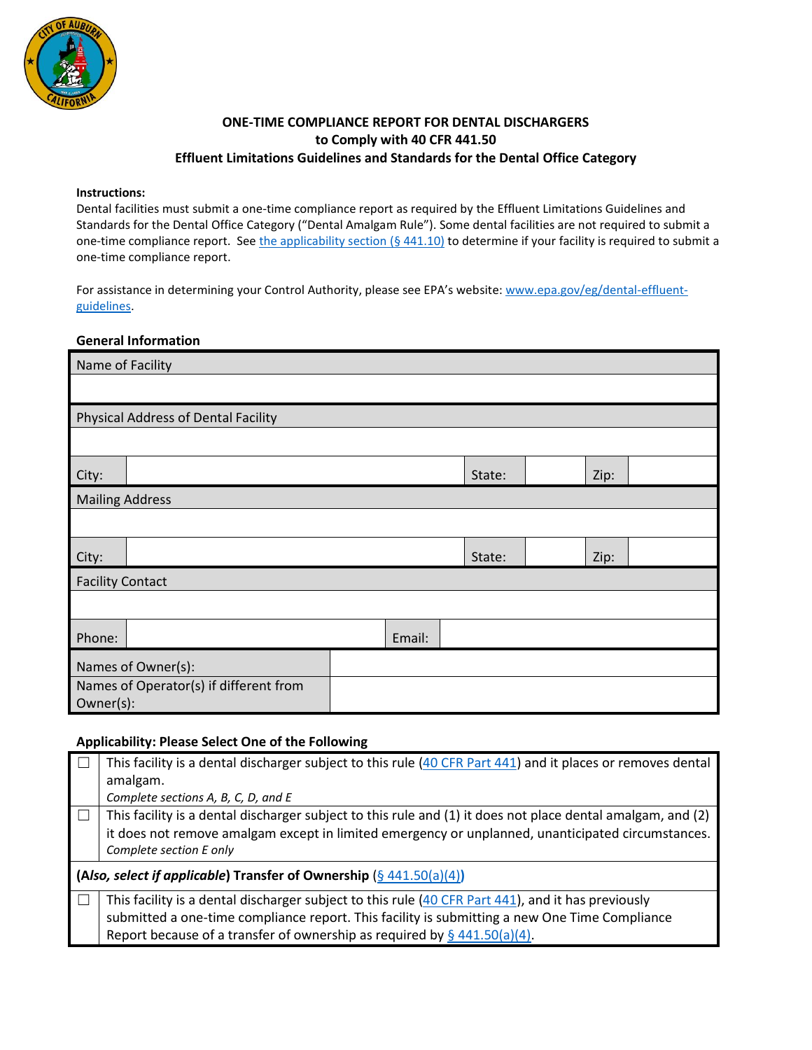# ONE-TIME COMPLIANCE REPORT FOR DENTAL DISCHARGERS
## to Comply with 40 CFR 441.50
## Effluent Limitations Guidelines and Standards for the Dental Office Category

**Instructions:**

Dental facilities must submit a one-time compliance report as required by the Effluent Limitations Guidelines and Standards for the Dental Office Category ("Dental Amalgam Rule"). Some dental facilities are not required to submit a one-time compliance report. See [the applicability section (§ 441.10)]() to determine if your facility is required to submit a one-time compliance report.

For assistance in determining your Control Authority, please see EPA's website: [www.epa.gov/eg/dental-effluent-guidelines](www.epa.gov/eg/dental-effluent-guidelines).

### General Information

| Name of Facility | | | | | |
|---|---|---|---|---|---|
| | | | | | |
| **Physical Address of Dental Facility** | | | | | |
| | | | | | |
| City: | | State: | | Zip: | |
| **Mailing Address** | | | | | |
| | | | | | |
| City: | | State: | | Zip: | |
| **Facility Contact** | | | | | |
| | | | | | |
| Phone: | | Email: | | | |
| Names of Owner(s): | | | | | |
| Names of Operator(s) if different from Owner(s): | | | | | |

### Applicability: Please Select One of the Following

| | |
|---|---|
| ☐ | This facility is a dental discharger subject to this rule (40 CFR Part 441) and it places or removes dental amalgam. *Complete sections A, B, C, D, and E* |
| ☐ | This facility is a dental discharger subject to this rule and (1) it does not place dental amalgam, and (2) it does not remove amalgam except in limited emergency or unplanned, unanticipated circumstances. *Complete section E only* |
| **(*Also, select if applicable*) Transfer of Ownership** (§ 441.50(a)(4)) | |
| ☐ | This facility is a dental discharger subject to this rule (40 CFR Part 441), and it has previously submitted a one-time compliance report. This facility is submitting a new One Time Compliance Report because of a transfer of ownership as required by § 441.50(a)(4). |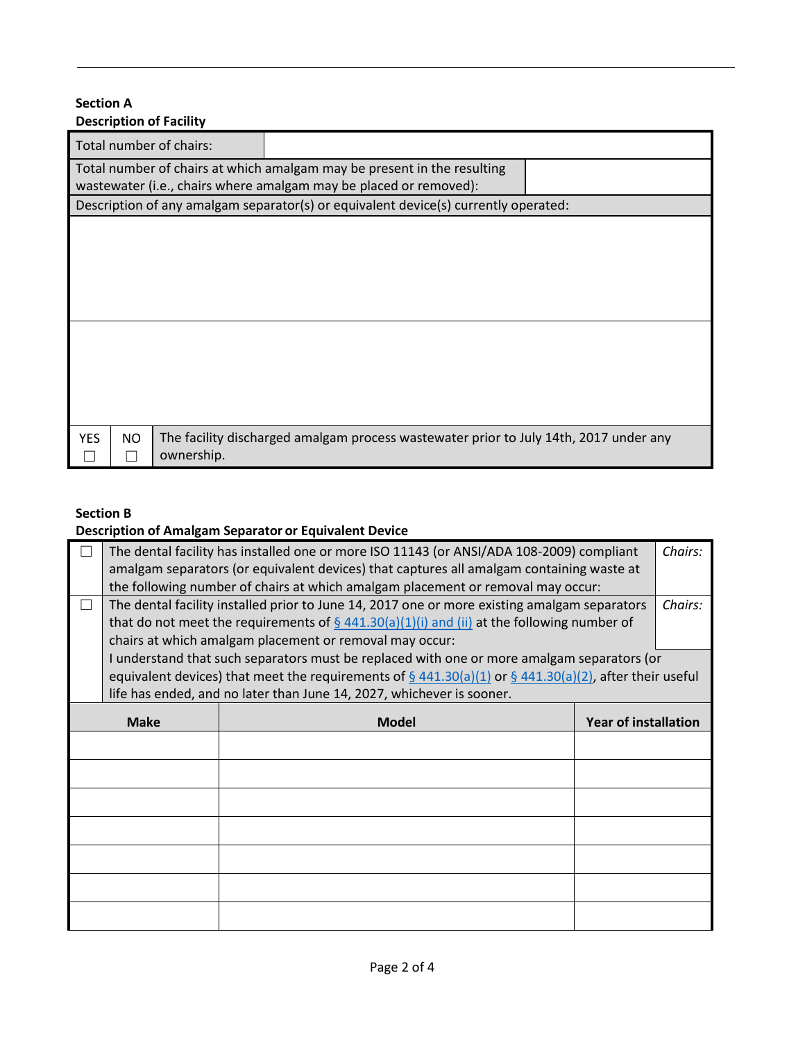**Section A**
**Description of Facility**

| Total number of chairs: | |
|---|---|
| Total number of chairs at which amalgam may be present in the resulting wastewater (i.e., chairs where amalgam may be placed or removed): | |

| Description of any amalgam separator(s) or equivalent device(s) currently operated: |
|---|
| |
| |

| YES | NO | |
|---|---|---|
| ☐ | ☐ | The facility discharged amalgam process wastewater prior to July 14th, 2017 under any ownership. |

**Section B**
**Description of Amalgam Separator or Equivalent Device**

| | | |
|---|---|---|
| ☐ | The dental facility has installed one or more ISO 11143 (or ANSI/ADA 108-2009) compliant amalgam separators (or equivalent devices) that captures all amalgam containing waste at the following number of chairs at which amalgam placement or removal may occur: | *Chairs:* |
| ☐ | The dental facility installed prior to June 14, 2017 one or more existing amalgam separators that do not meet the requirements of § 441.30(a)(1)(i) and (ii) at the following number of chairs at which amalgam placement or removal may occur: | *Chairs:* |
| | I understand that such separators must be replaced with one or more amalgam separators (or equivalent devices) that meet the requirements of § 441.30(a)(1) or § 441.30(a)(2), after their useful life has ended, and no later than June 14, 2027, whichever is sooner. | |

| Make | Model | Year of installation |
|---|---|---|
| | | |
| | | |
| | | |
| | | |
| | | |
| | | |
| | | |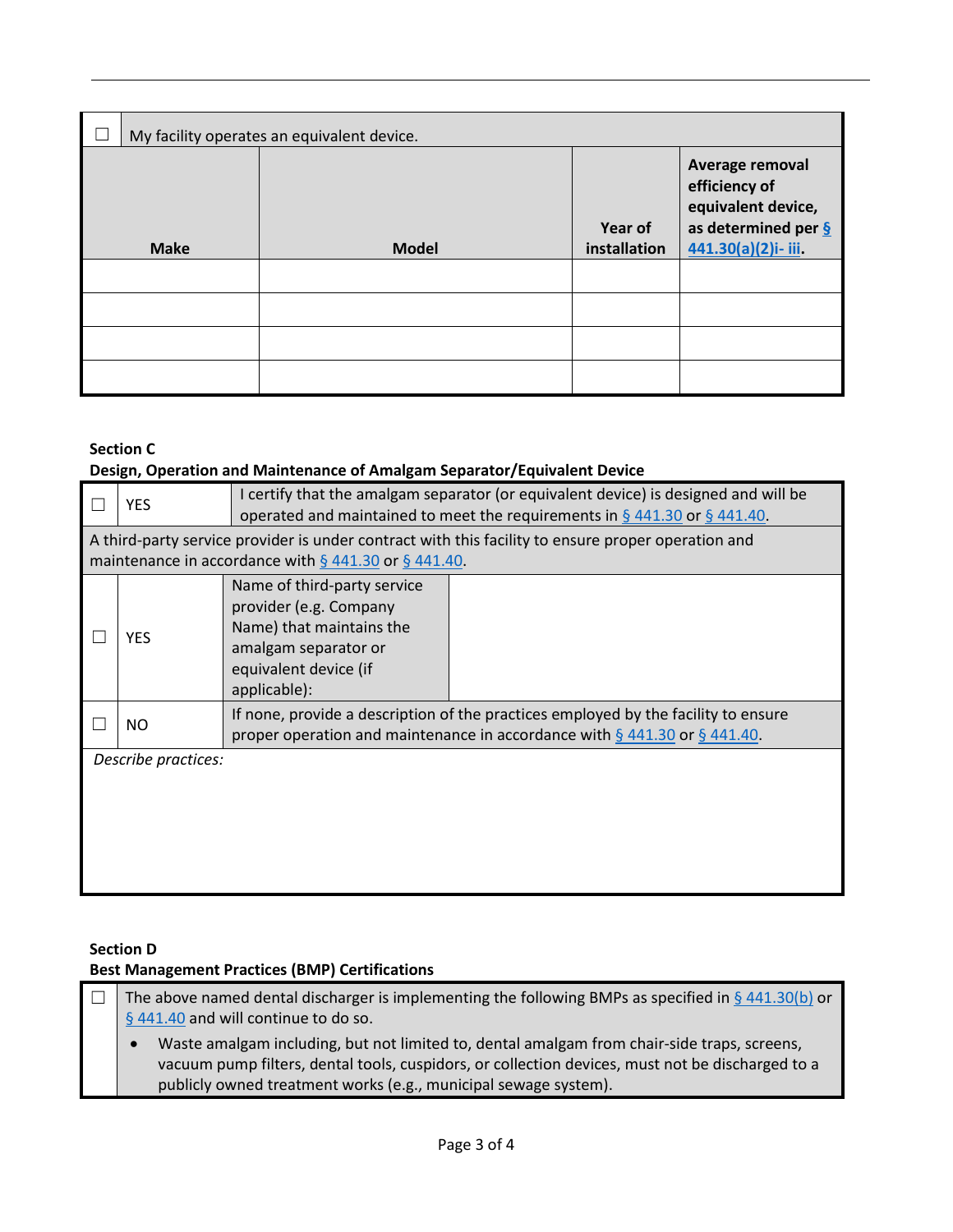| ☐ My facility operates an equivalent device. | | | |
|---|---|---|---|
| **Make** | **Model** | **Year of installation** | **Average removal efficiency of equivalent device, as determined per § 441.30(a)(2)i- iii.** |
| | | | |
| | | | |
| | | | |
| | | | |

**Section C**
**Design, Operation and Maintenance of Amalgam Separator/Equivalent Device**

| ☐ | YES | I certify that the amalgam separator (or equivalent device) is designed and will be operated and maintained to meet the requirements in § 441.30 or § 441.40. | |
|---|---|---|---|
| A third-party service provider is under contract with this facility to ensure proper operation and maintenance in accordance with § 441.30 or § 441.40. | | | |
| ☐ | YES | Name of third-party service provider (e.g. Company Name) that maintains the amalgam separator or equivalent device (if applicable): | |
| ☐ | NO | If none, provide a description of the practices employed by the facility to ensure proper operation and maintenance in accordance with § 441.30 or § 441.40. | |
| *Describe practices:* | | | |

**Section D**
**Best Management Practices (BMP) Certifications**

| ☐ | The above named dental discharger is implementing the following BMPs as specified in § 441.30(b) or § 441.40 and will continue to do so.<br>• Waste amalgam including, but not limited to, dental amalgam from chair-side traps, screens, vacuum pump filters, dental tools, cuspidors, or collection devices, must not be discharged to a publicly owned treatment works (e.g., municipal sewage system). |
|---|---|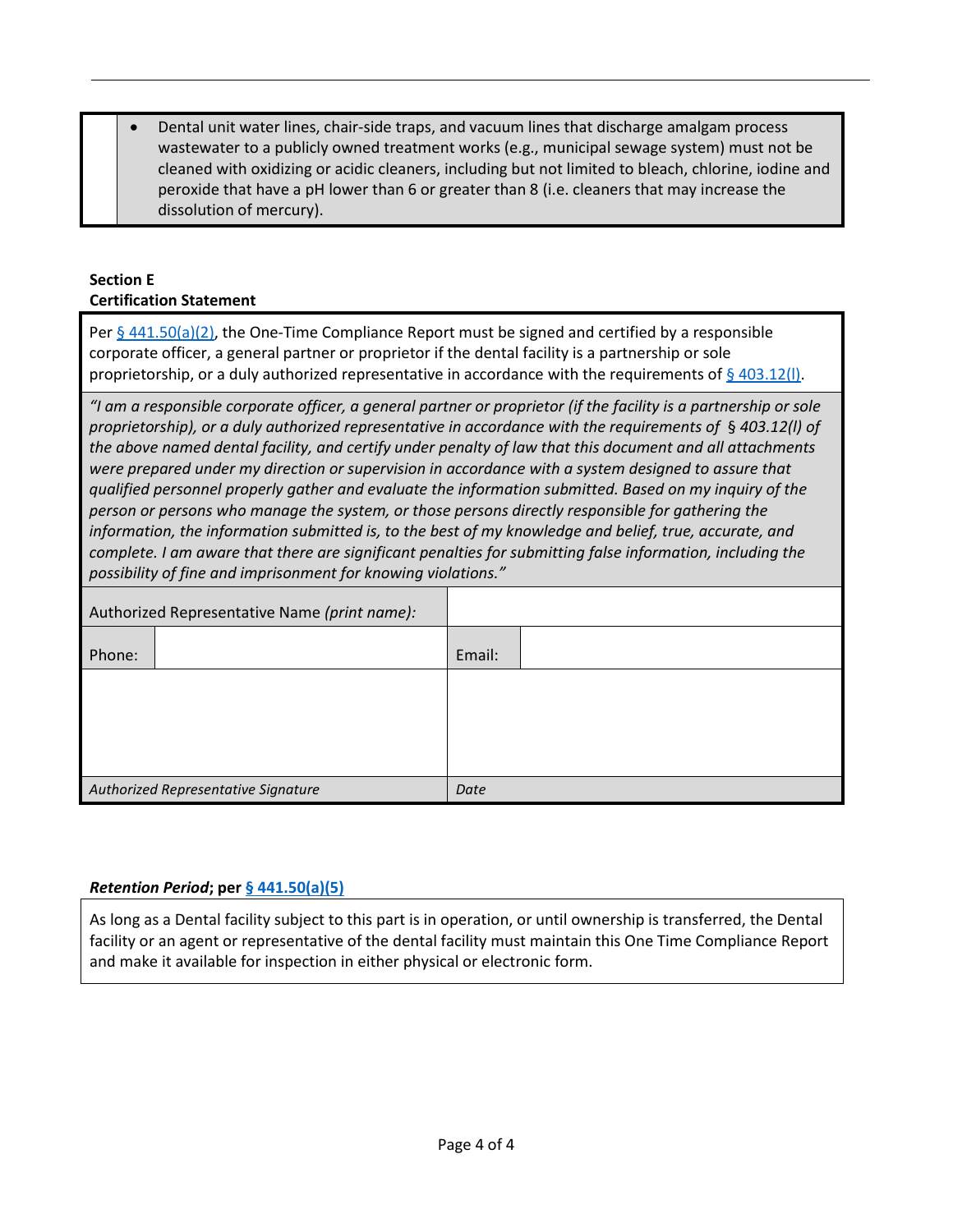| | |
|---|---|
| | • Dental unit water lines, chair-side traps, and vacuum lines that discharge amalgam process wastewater to a publicly owned treatment works (e.g., municipal sewage system) must not be cleaned with oxidizing or acidic cleaners, including but not limited to bleach, chlorine, iodine and peroxide that have a pH lower than 6 or greater than 8 (i.e. cleaners that may increase the dissolution of mercury). |

**Section E**
**Certification Statement**

Per § 441.50(a)(2), the One-Time Compliance Report must be signed and certified by a responsible corporate officer, a general partner or proprietor if the dental facility is a partnership or sole proprietorship, or a duly authorized representative in accordance with the requirements of § 403.12(l).

*"I am a responsible corporate officer, a general partner or proprietor (if the facility is a partnership or sole proprietorship), or a duly authorized representative in accordance with the requirements of § 403.12(l) of the above named dental facility, and certify under penalty of law that this document and all attachments were prepared under my direction or supervision in accordance with a system designed to assure that qualified personnel properly gather and evaluate the information submitted. Based on my inquiry of the person or persons who manage the system, or those persons directly responsible for gathering the information, the information submitted is, to the best of my knowledge and belief, true, accurate, and complete. I am aware that there are significant penalties for submitting false information, including the possibility of fine and imprisonment for knowing violations."*

| | | | |
|---|---|---|---|
| Authorized Representative Name *(print name)*: | | | |
| Phone: | | Email: | |
| | | | |
| *Authorized Representative Signature* | | *Date* | |

***Retention Period*; per § 441.50(a)(5)**

As long as a Dental facility subject to this part is in operation, or until ownership is transferred, the Dental facility or an agent or representative of the dental facility must maintain this One Time Compliance Report and make it available for inspection in either physical or electronic form.